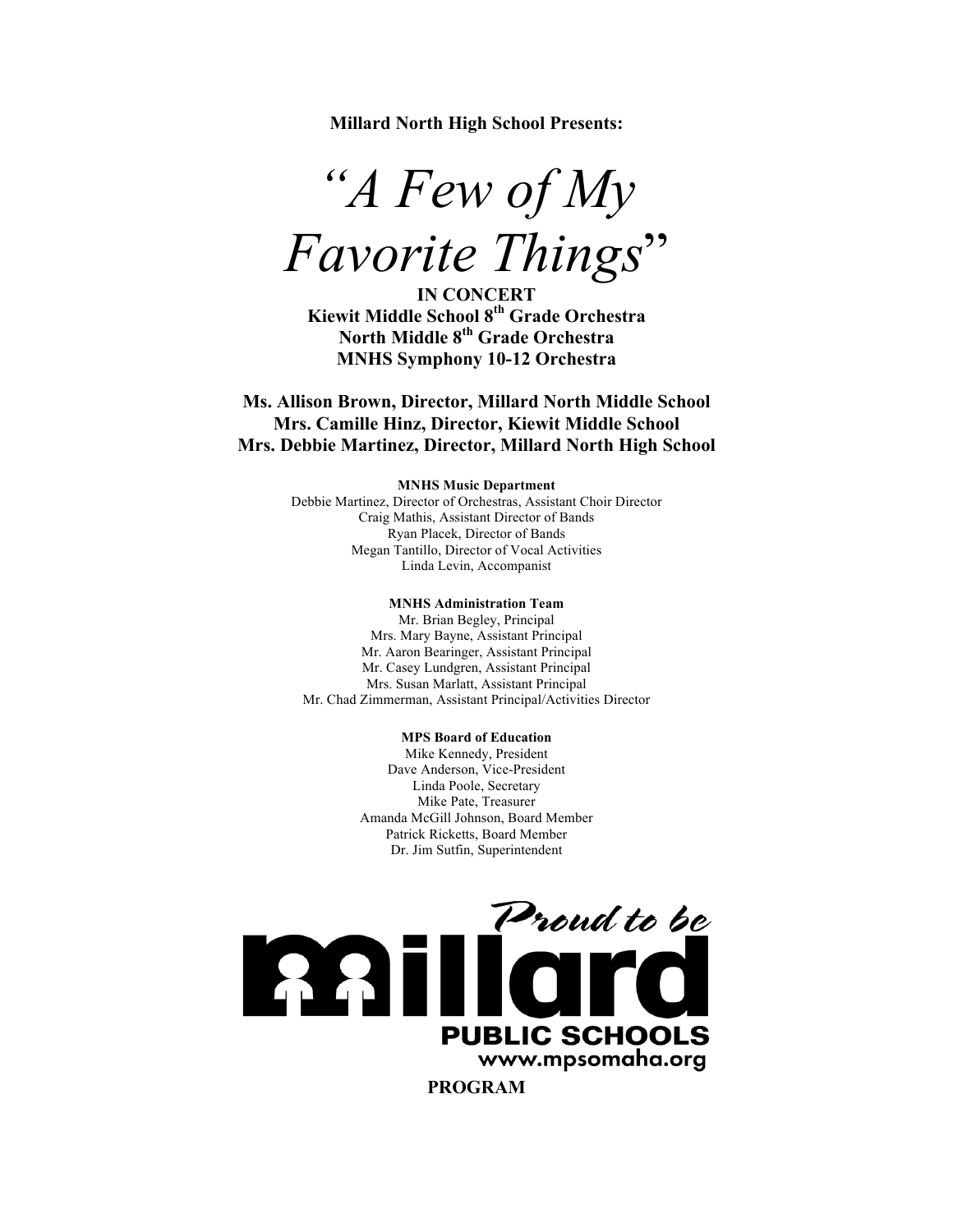**Millard North High School Presents:**

# *"A Few of My Favorite Things"*

**IN CONCERT**

**Kiewit Middle School 8th Grade Orchestra**
**North Middle 8th Grade Orchestra**
**MNHS Symphony 10-12 Orchestra**

**Ms. Allison Brown, Director, Millard North Middle School**
**Mrs. Camille Hinz, Director, Kiewit Middle School**
**Mrs. Debbie Martinez, Director, Millard North High School**

**MNHS Music Department**

Debbie Martinez, Director of Orchestras, Assistant Choir Director
Craig Mathis, Assistant Director of Bands
Ryan Placek, Director of Bands
Megan Tantillo, Director of Vocal Activities
Linda Levin, Accompanist

**MNHS Administration Team**

Mr. Brian Begley, Principal
Mrs. Mary Bayne, Assistant Principal
Mr. Aaron Bearinger, Assistant Principal
Mr. Casey Lundgren, Assistant Principal
Mrs. Susan Marlatt, Assistant Principal
Mr. Chad Zimmerman, Assistant Principal/Activities Director

**MPS Board of Education**

Mike Kennedy, President
Dave Anderson, Vice-President
Linda Poole, Secretary
Mike Pate, Treasurer
Amanda McGill Johnson, Board Member
Patrick Ricketts, Board Member
Dr. Jim Sutfin, Superintendent

Proud to be Millard
PUBLIC SCHOOLS
www.mpsomaha.org

**PROGRAM**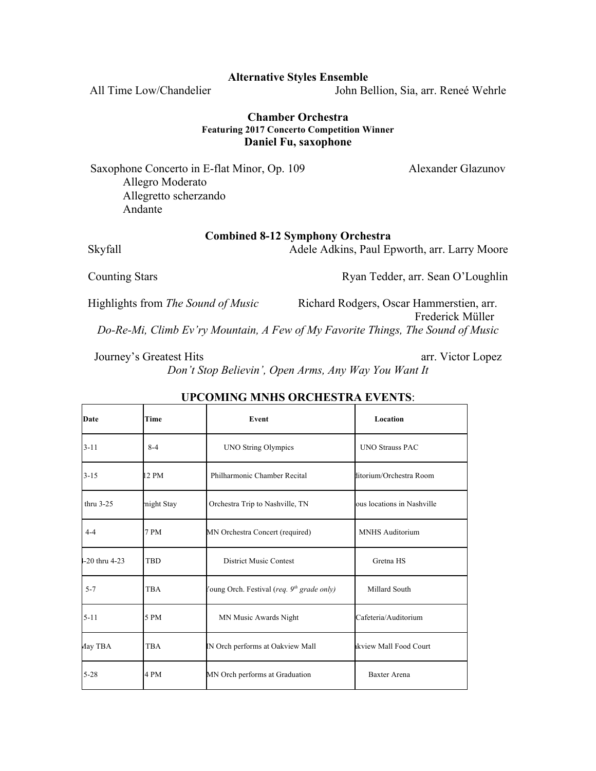**Alternative Styles Ensemble**

All Time Low/Chandelier — John Bellion, Sia, arr. Reneé Wehrle

**Chamber Orchestra**

**Featuring 2017 Concerto Competition Winner**

**Daniel Fu, saxophone**

Saxophone Concerto in E-flat Minor, Op. 109 — Alexander Glazunov

- Allegro Moderato
- Allegretto scherzando
- Andante

**Combined 8-12 Symphony Orchestra**

Skyfall — Adele Adkins, Paul Epworth, arr. Larry Moore

Counting Stars — Ryan Tedder, arr. Sean O'Loughlin

Highlights from *The Sound of Music* — Richard Rodgers, Oscar Hammerstien, arr. Frederick Müller

*Do-Re-Mi, Climb Ev'ry Mountain, A Few of My Favorite Things, The Sound of Music*

Journey's Greatest Hits — arr. Victor Lopez

*Don't Stop Believin', Open Arms, Any Way You Want It*

**UPCOMING MNHS ORCHESTRA EVENTS**:

| Date | Time | Event | Location |
|---|---|---|---|
| 3-11 | 8-4 | UNO String Olympics | UNO Strauss PAC |
| 3-15 | 12 PM | Philharmonic Chamber Recital | ditorium/Orchestra Room |
| thru 3-25 | night Stay | Orchestra Trip to Nashville, TN | ous locations in Nashville |
| 4-4 | 7 PM | MN Orchestra Concert (required) | MNHS Auditorium |
| -20 thru 4-23 | TBD | District Music Contest | Gretna HS |
| 5-7 | TBA | 'oung Orch. Festival (*req. 9th grade only*) | Millard South |
| 5-11 | 5 PM | MN Music Awards Night | Cafeteria/Auditorium |
| May TBA | TBA | IN Orch performs at Oakview Mall | ıkview Mall Food Court |
| 5-28 | 4 PM | MN Orch performs at Graduation | Baxter Arena |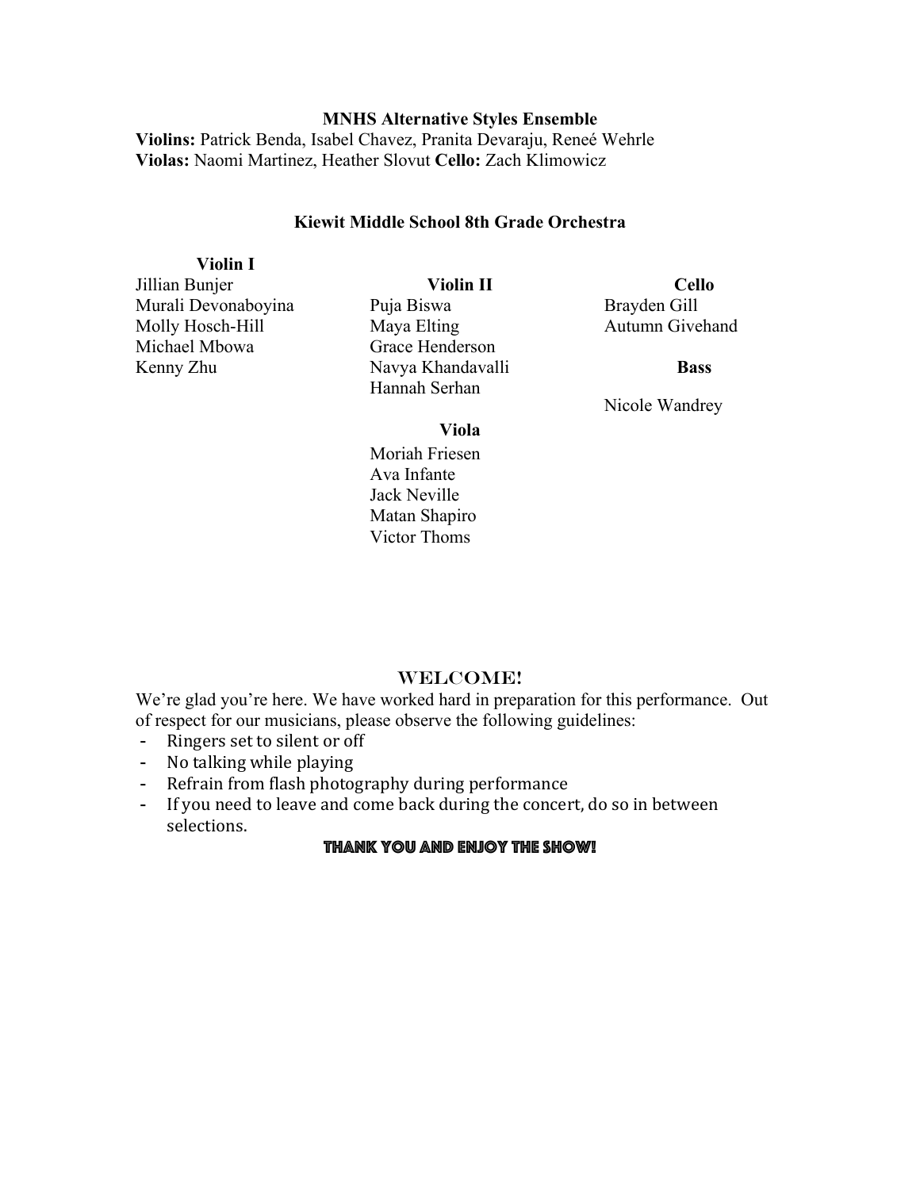### MNHS Alternative Styles Ensemble

**Violins:** Patrick Benda, Isabel Chavez, Pranita Devaraju, Reneé Wehrle
**Violas:** Naomi Martinez, Heather Slovut **Cello:** Zach Klimowicz

### Kiewit Middle School 8th Grade Orchestra

**Violin I**
Jillian Bunjer
Murali Devonaboyina
Molly Hosch-Hill
Michael Mbowa
Kenny Zhu

**Violin II**
Puja Biswa
Maya Elting
Grace Henderson
Navya Khandavalli
Hannah Serhan

**Viola**
Moriah Friesen
Ava Infante
Jack Neville
Matan Shapiro
Victor Thoms

**Cello**
Brayden Gill
Autumn Givehand

**Bass**
Nicole Wandrey

## WELCOME!

We're glad you're here. We have worked hard in preparation for this performance. Out of respect for our musicians, please observe the following guidelines:

- Ringers set to silent or off
- No talking while playing
- Refrain from flash photography during performance
- If you need to leave and come back during the concert, do so in between selections.

**THANK YOU AND ENJOY THE SHOW!**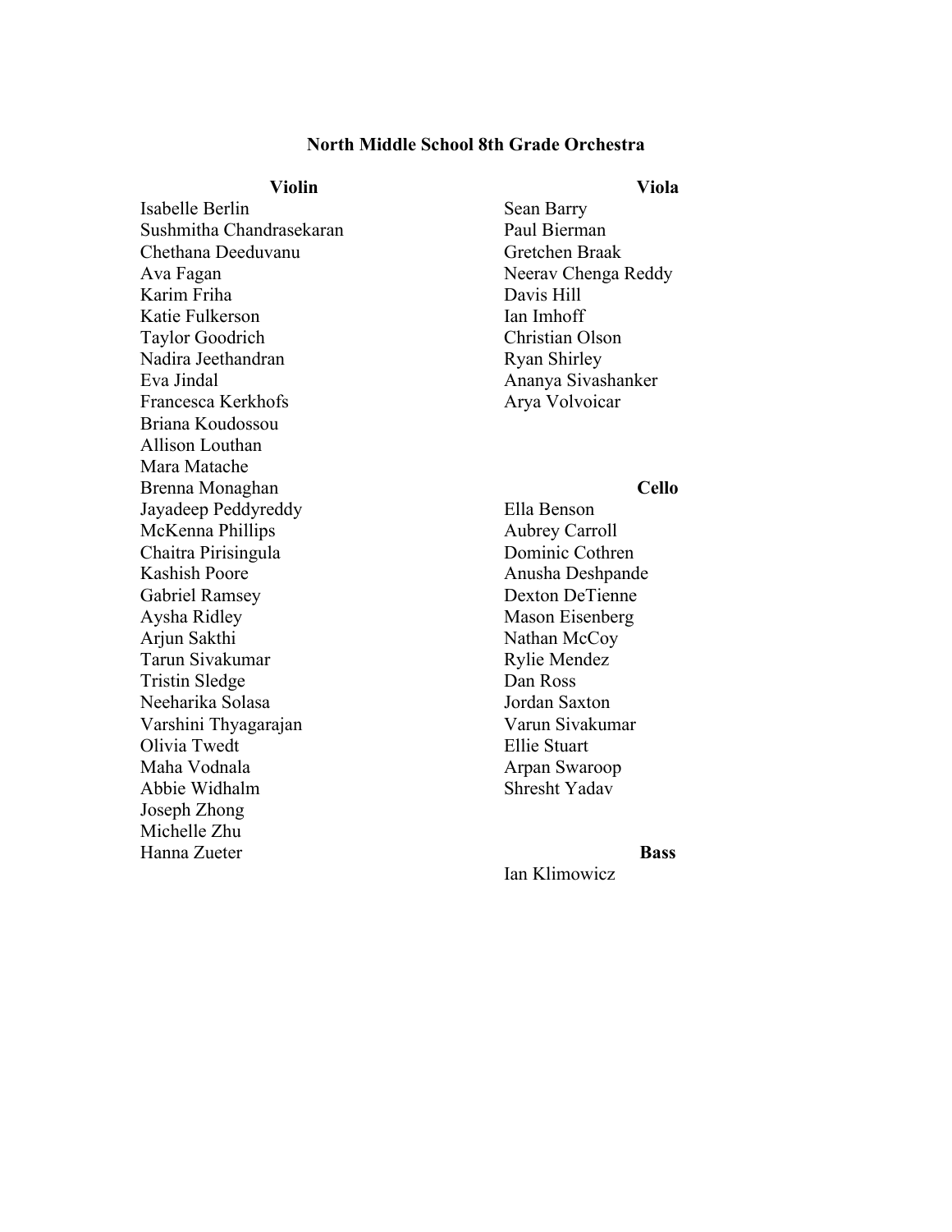## North Middle School 8th Grade Orchestra

### Violin

Isabelle Berlin
Sushmitha Chandrasekaran
Chethana Deeduvanu
Ava Fagan
Karim Friha
Katie Fulkerson
Taylor Goodrich
Nadira Jeethandran
Eva Jindal
Francesca Kerkhofs
Briana Koudossou
Allison Louthan
Mara Matache
Brenna Monaghan
Jayadeep Peddyreddy
McKenna Phillips
Chaitra Pirisingula
Kashish Poore
Gabriel Ramsey
Aysha Ridley
Arjun Sakthi
Tarun Sivakumar
Tristin Sledge
Neeharika Solasa
Varshini Thyagarajan
Olivia Twedt
Maha Vodnala
Abbie Widhalm
Joseph Zhong
Michelle Zhu
Hanna Zueter

### Viola

Sean Barry
Paul Bierman
Gretchen Braak
Neerav Chenga Reddy
Davis Hill
Ian Imhoff
Christian Olson
Ryan Shirley
Ananya Sivashanker
Arya Volvoicar

### Cello

Ella Benson
Aubrey Carroll
Dominic Cothren
Anusha Deshpande
Dexton DeTienne
Mason Eisenberg
Nathan McCoy
Rylie Mendez
Dan Ross
Jordan Saxton
Varun Sivakumar
Ellie Stuart
Arpan Swaroop
Shresht Yadav

### Bass

Ian Klimowicz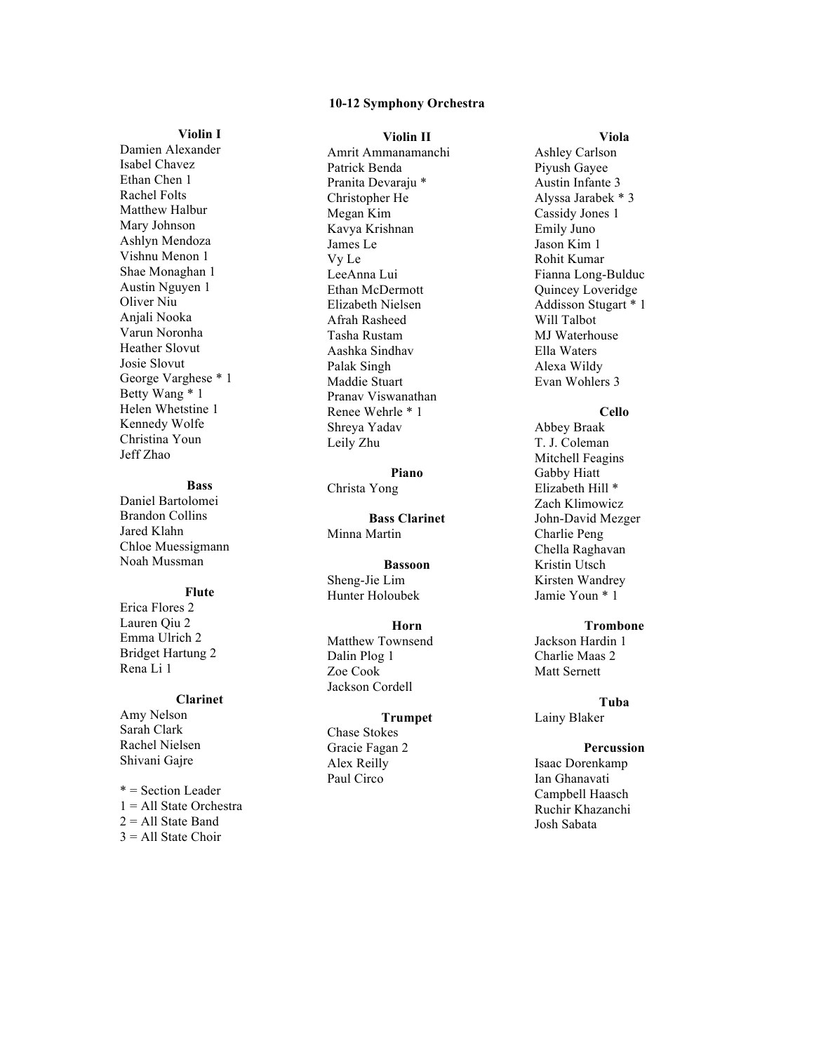# 10-12 Symphony Orchestra

### Violin I

Damien Alexander
Isabel Chavez
Ethan Chen 1
Rachel Folts
Matthew Halbur
Mary Johnson
Ashlyn Mendoza
Vishnu Menon 1
Shae Monaghan 1
Austin Nguyen 1
Oliver Niu
Anjali Nooka
Varun Noronha
Heather Slovut
Josie Slovut
George Varghese * 1
Betty Wang * 1
Helen Whetstine 1
Kennedy Wolfe
Christina Youn
Jeff Zhao

### Bass

Daniel Bartolomei
Brandon Collins
Jared Klahn
Chloe Muessigmann
Noah Mussman

### Flute

Erica Flores 2
Lauren Qiu 2
Emma Ulrich 2
Bridget Hartung 2
Rena Li 1

### Clarinet

Amy Nelson
Sarah Clark
Rachel Nielsen
Shivani Gajre

\* = Section Leader
1 = All State Orchestra
2 = All State Band
3 = All State Choir

### Violin II

Amrit Ammanamanchi
Patrick Benda
Pranita Devaraju *
Christopher He
Megan Kim
Kavya Krishnan
James Le
Vy Le
LeeAnna Lui
Ethan McDermott
Elizabeth Nielsen
Afrah Rasheed
Tasha Rustam
Aashka Sindhav
Palak Singh
Maddie Stuart
Pranav Viswanathan
Renee Wehrle * 1
Shreya Yadav
Leily Zhu

### Piano

Christa Yong

### Bass Clarinet

Minna Martin

### Bassoon

Sheng-Jie Lim
Hunter Holoubek

### Horn

Matthew Townsend
Dalin Plog 1
Zoe Cook
Jackson Cordell

### Trumpet

Chase Stokes
Gracie Fagan 2
Alex Reilly
Paul Circo

### Viola

Ashley Carlson
Piyush Gayee
Austin Infante 3
Alyssa Jarabek * 3
Cassidy Jones 1
Emily Juno
Jason Kim 1
Rohit Kumar
Fianna Long-Bulduc
Quincey Loveridge
Addisson Stugart * 1
Will Talbot
MJ Waterhouse
Ella Waters
Alexa Wildy
Evan Wohlers 3

### Cello

Abbey Braak
T. J. Coleman
Mitchell Feagins
Gabby Hiatt
Elizabeth Hill *
Zach Klimowicz
John-David Mezger
Charlie Peng
Chella Raghavan
Kristin Utsch
Kirsten Wandrey
Jamie Youn * 1

### Trombone

Jackson Hardin 1
Charlie Maas 2
Matt Sernett

### Tuba

Lainy Blaker

### Percussion

Isaac Dorenkamp
Ian Ghanavati
Campbell Haasch
Ruchir Khazanchi
Josh Sabata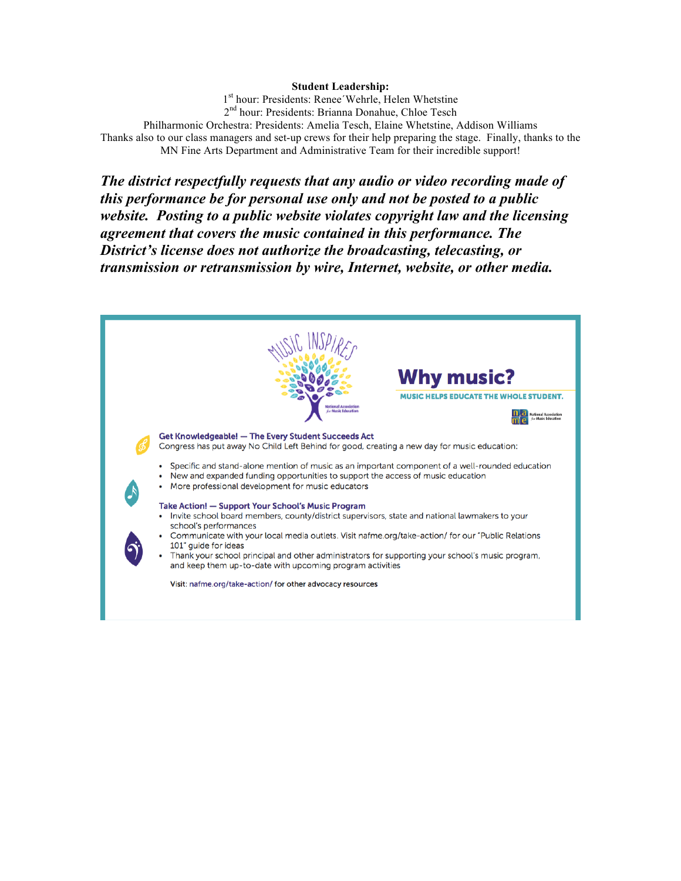**Student Leadership:**

1st hour: Presidents: Renee´Wehrle, Helen Whetstine

2nd hour: Presidents: Brianna Donahue, Chloe Tesch

Philharmonic Orchestra: Presidents: Amelia Tesch, Elaine Whetstine, Addison Williams

Thanks also to our class managers and set-up crews for their help preparing the stage. Finally, thanks to the MN Fine Arts Department and Administrative Team for their incredible support!

***The district respectfully requests that any audio or video recording made of this performance be for personal use only and not be posted to a public website. Posting to a public website violates copyright law and the licensing agreement that covers the music contained in this performance. The District's license does not authorize the broadcasting, telecasting, or transmission or retransmission by wire, Internet, website, or other media.***

MUSIC INSPIRES

National Association for Music Education

## Why music?

MUSIC HELPS EDUCATE THE WHOLE STUDENT.

National Association for Music Education

**Get Knowledgeable! — The Every Student Succeeds Act**

Congress has put away No Child Left Behind for good, creating a new day for music education:

- Specific and stand-alone mention of music as an important component of a well-rounded education
- New and expanded funding opportunities to support the access of music education
- More professional development for music educators

**Take Action! — Support Your School's Music Program**

- Invite school board members, county/district supervisors, state and national lawmakers to your school's performances
- Communicate with your local media outlets. Visit nafme.org/take-action/ for our "Public Relations 101" guide for ideas
- Thank your school principal and other administrators for supporting your school's music program, and keep them up-to-date with upcoming program activities

Visit: nafme.org/take-action/ for other advocacy resources